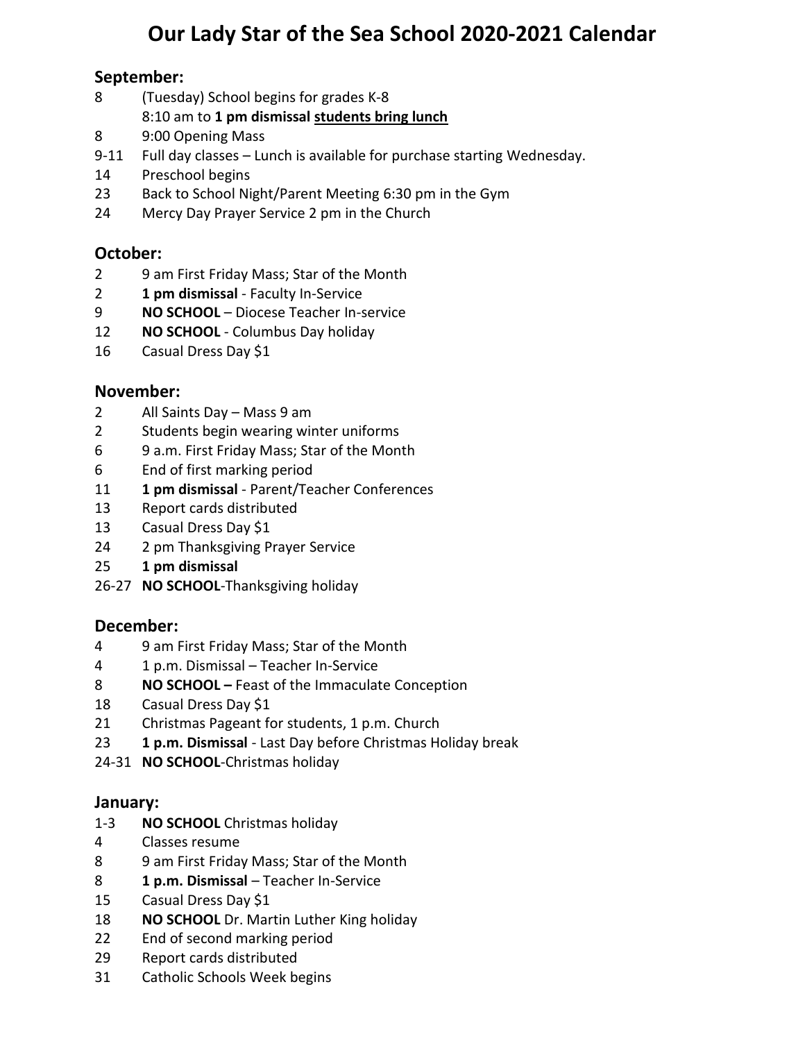# Our Lady Star of the Sea School 2020-2021 Calendar

## September:

- 8 (Tuesday) School begins for grades K-8
  8:10 am to **1 pm dismissal** **<u>students bring lunch</u>**
- 8 9:00 Opening Mass
- 9-11 Full day classes – Lunch is available for purchase starting Wednesday.
- 14 Preschool begins
- 23 Back to School Night/Parent Meeting 6:30 pm in the Gym
- 24 Mercy Day Prayer Service 2 pm in the Church

## October:

- 2 9 am First Friday Mass; Star of the Month
- 2 **1 pm dismissal** - Faculty In-Service
- 9 **NO SCHOOL** – Diocese Teacher In-service
- 12 **NO SCHOOL** - Columbus Day holiday
- 16 Casual Dress Day $1

## November:

- 2 All Saints Day – Mass 9 am
- 2 Students begin wearing winter uniforms
- 6 9 a.m. First Friday Mass; Star of the Month
- 6 End of first marking period
- 11 **1 pm dismissal** - Parent/Teacher Conferences
- 13 Report cards distributed
- 13 Casual Dress Day $1
- 24 2 pm Thanksgiving Prayer Service
- 25 **1 pm dismissal**
- 26-27 **NO SCHOOL**-Thanksgiving holiday

## December:

- 4 9 am First Friday Mass; Star of the Month
- 4 1 p.m. Dismissal – Teacher In-Service
- 8 **NO SCHOOL –** Feast of the Immaculate Conception
- 18 Casual Dress Day $1
- 21 Christmas Pageant for students, 1 p.m. Church
- 23 **1 p.m. Dismissal** - Last Day before Christmas Holiday break
- 24-31 **NO SCHOOL**-Christmas holiday

## January:

- 1-3 **NO SCHOOL** Christmas holiday
- 4 Classes resume
- 8 9 am First Friday Mass; Star of the Month
- 8 **1 p.m. Dismissal** – Teacher In-Service
- 15 Casual Dress Day $1
- 18 **NO SCHOOL** Dr. Martin Luther King holiday
- 22 End of second marking period
- 29 Report cards distributed
- 31 Catholic Schools Week begins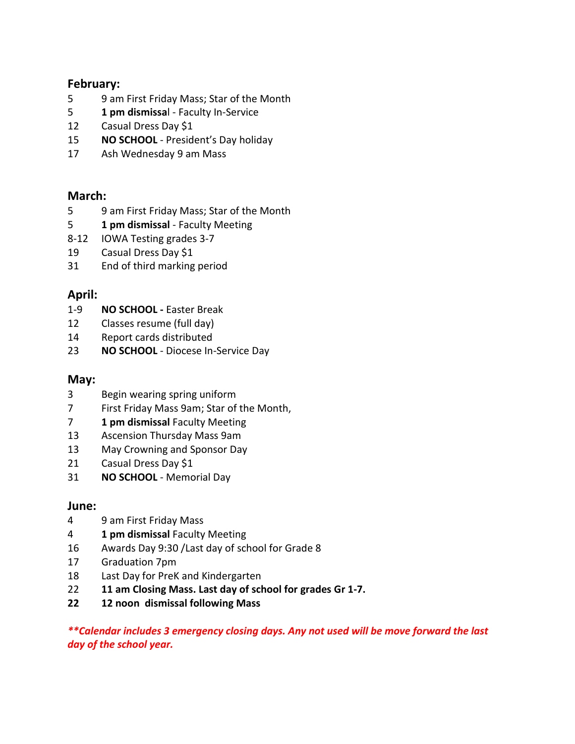## February:

5 9 am First Friday Mass; Star of the Month
5 **1 pm dismissa**l - Faculty In-Service
12 Casual Dress Day $1
15 **NO SCHOOL** - President's Day holiday
17 Ash Wednesday 9 am Mass

## March:

5 9 am First Friday Mass; Star of the Month
5 **1 pm dismissal** - Faculty Meeting
8-12 IOWA Testing grades 3-7
19 Casual Dress Day $1
31 End of third marking period

## April:

1-9 **NO SCHOOL -** Easter Break
12 Classes resume (full day)
14 Report cards distributed
23 **NO SCHOOL** - Diocese In-Service Day

## May:

3 Begin wearing spring uniform
7 First Friday Mass 9am; Star of the Month,
7 **1 pm dismissal** Faculty Meeting
13 Ascension Thursday Mass 9am
13 May Crowning and Sponsor Day
21 Casual Dress Day $1
31 **NO SCHOOL** - Memorial Day

## June:

4 9 am First Friday Mass
4 **1 pm dismissal** Faculty Meeting
16 Awards Day 9:30 /Last day of school for Grade 8
17 Graduation 7pm
18 Last Day for PreK and Kindergarten
22 **11 am Closing Mass. Last day of school for grades Gr 1-7.**
**22 12 noon dismissal following Mass**

***\*\*Calendar includes 3 emergency closing days. Any not used will be move forward the last day of the school year.***